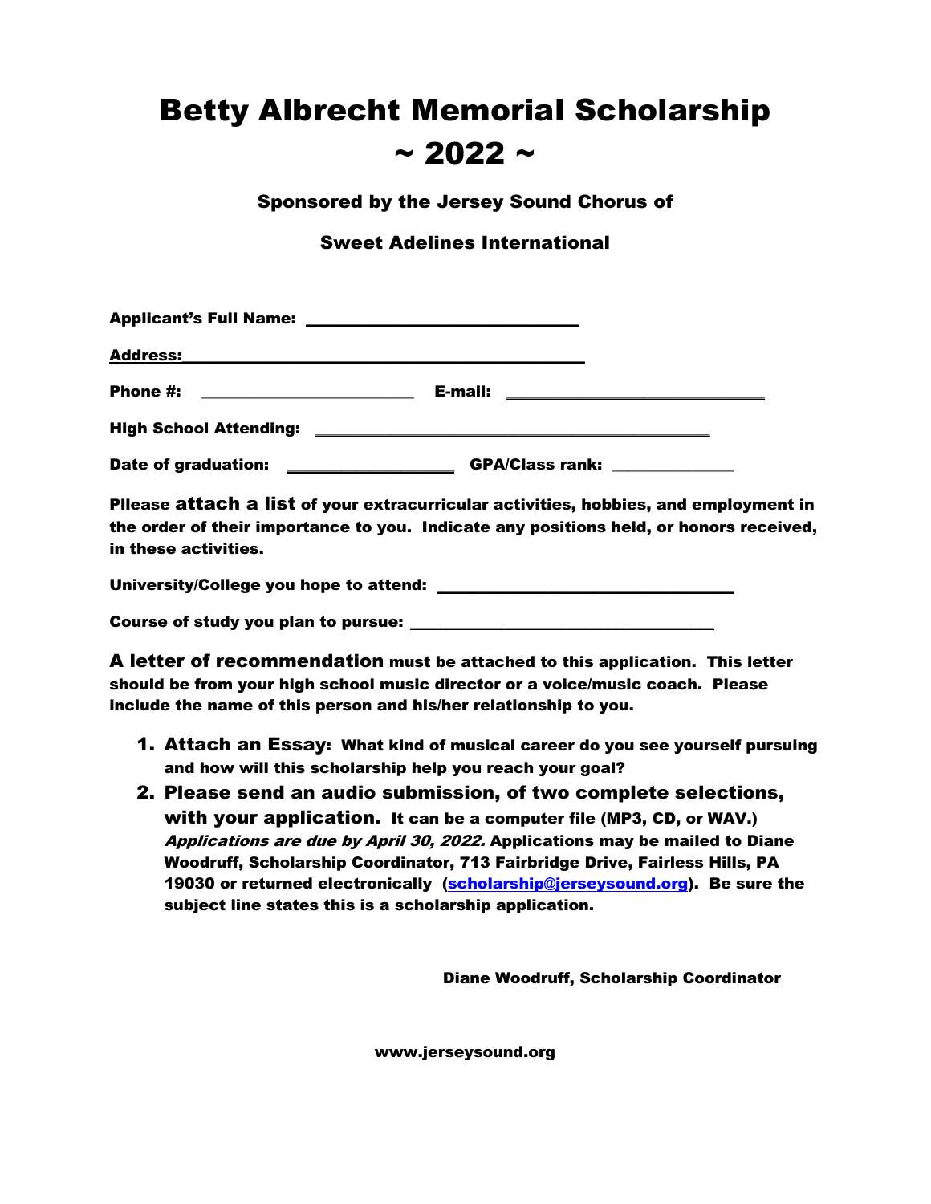# Betty Albrecht Memorial Scholarship
# ~ 2022 ~

**Sponsored by the Jersey Sound Chorus of**

**Sweet Adelines International**

**Applicant's Full Name:** ______________________________

**Address:** ____________________________________________

**Phone #:** ________________________ **E-mail:** ____________________________

**High School Attending:** ____________________________________________

**Date of graduation:** __________________ **GPA/Class rank:** _____________

**Pllease attach a list of your extracurricular activities, hobbies, and employment in the order of their importance to you. Indicate any positions held, or honors received, in these activities.**

**University/College you hope to attend:** _________________________________

**Course of study you plan to pursue:** ___________________________________

**A letter of recommendation must be attached to this application. This letter should be from your high school music director or a voice/music coach. Please include the name of this person and his/her relationship to you.**

1. **Attach an Essay: What kind of musical career do you see yourself pursuing and how will this scholarship help you reach your goal?**
2. **Please send an audio submission, of two complete selections, with your application. It can be a computer file (MP3, CD, or WAV.)** ***Applications are due by April 30, 2022.*** **Applications may be mailed to Diane Woodruff, Scholarship Coordinator, 713 Fairbridge Drive, Fairless Hills, PA 19030 or returned electronically (scholarship@jerseysound.org). Be sure the subject line states this is a scholarship application.**

**Diane Woodruff, Scholarship Coordinator**

**www.jerseysound.org**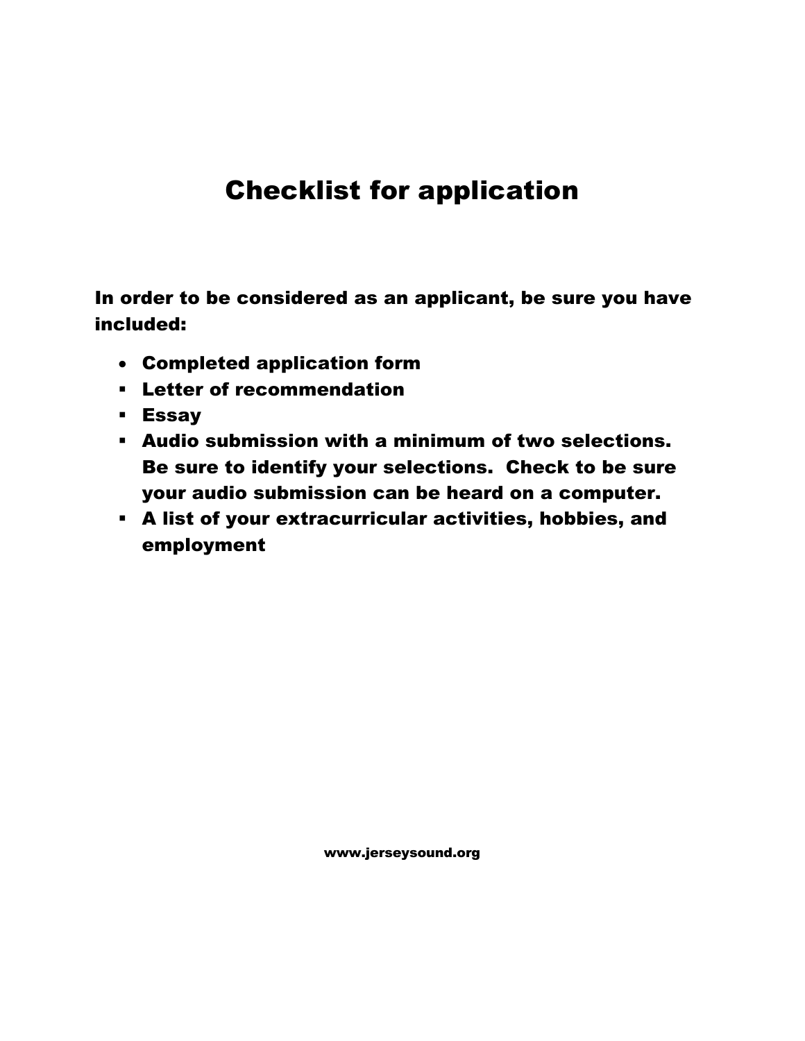# Checklist for application

**In order to be considered as an applicant, be sure you have included:**

- **Completed application form**
- **Letter of recommendation**
- **Essay**
- **Audio submission with a minimum of two selections. Be sure to identify your selections. Check to be sure your audio submission can be heard on a computer.**
- **A list of your extracurricular activities, hobbies, and employment**

**www.jerseysound.org**